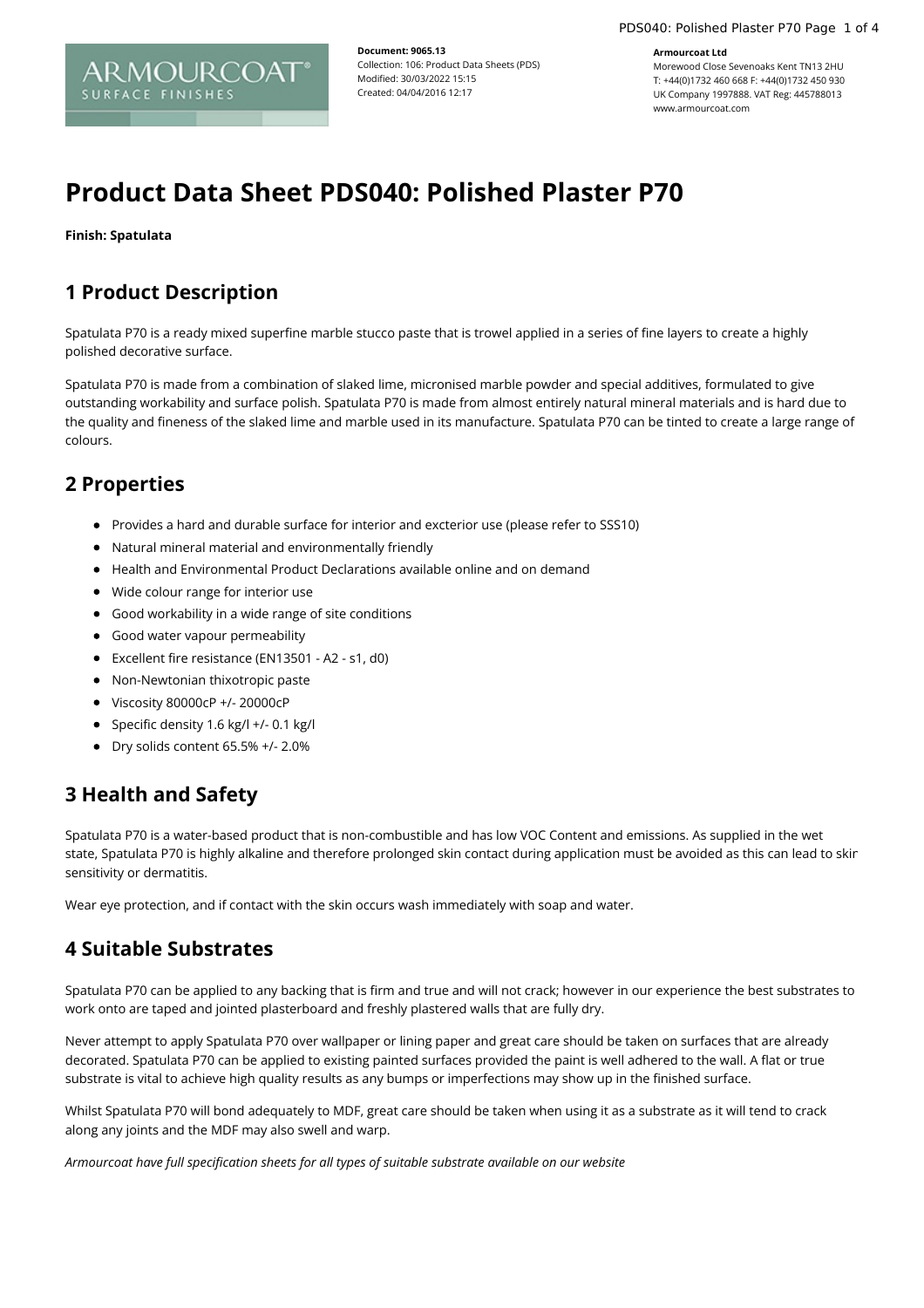**Document: 9065.13**
Collection: 106: Product Data Sheets (PDS)
Modified: 30/03/2022 15:15
Created: 04/04/2016 12:17

**Armourcoat Ltd**
Morewood Close Sevenoaks Kent TN13 2HU
T: +44(0)1732 460 668 F: +44(0)1732 450 930
UK Company 1997888. VAT Reg: 445788013
www.armourcoat.com

# Product Data Sheet PDS040: Polished Plaster P70

**Finish: Spatulata**

## 1 Product Description

Spatulata P70 is a ready mixed superfine marble stucco paste that is trowel applied in a series of fine layers to create a highly polished decorative surface.

Spatulata P70 is made from a combination of slaked lime, micronised marble powder and special additives, formulated to give outstanding workability and surface polish. Spatulata P70 is made from almost entirely natural mineral materials and is hard due to the quality and fineness of the slaked lime and marble used in its manufacture. Spatulata P70 can be tinted to create a large range of colours.

## 2 Properties

- Provides a hard and durable surface for interior and excterior use (please refer to SSS10)
- Natural mineral material and environmentally friendly
- Health and Environmental Product Declarations available online and on demand
- Wide colour range for interior use
- Good workability in a wide range of site conditions
- Good water vapour permeability
- Excellent fire resistance (EN13501 - A2 - s1, d0)
- Non-Newtonian thixotropic paste
- Viscosity 80000cP +/- 20000cP
- Specific density 1.6 kg/l +/- 0.1 kg/l
- Dry solids content 65.5% +/- 2.0%

## 3 Health and Safety

Spatulata P70 is a water-based product that is non-combustible and has low VOC Content and emissions. As supplied in the wet state, Spatulata P70 is highly alkaline and therefore prolonged skin contact during application must be avoided as this can lead to skin sensitivity or dermatitis.

Wear eye protection, and if contact with the skin occurs wash immediately with soap and water.

## 4 Suitable Substrates

Spatulata P70 can be applied to any backing that is firm and true and will not crack; however in our experience the best substrates to work onto are taped and jointed plasterboard and freshly plastered walls that are fully dry.

Never attempt to apply Spatulata P70 over wallpaper or lining paper and great care should be taken on surfaces that are already decorated. Spatulata P70 can be applied to existing painted surfaces provided the paint is well adhered to the wall. A flat or true substrate is vital to achieve high quality results as any bumps or imperfections may show up in the finished surface.

Whilst Spatulata P70 will bond adequately to MDF, great care should be taken when using it as a substrate as it will tend to crack along any joints and the MDF may also swell and warp.

*Armourcoat have full specification sheets for all types of suitable substrate available on our website*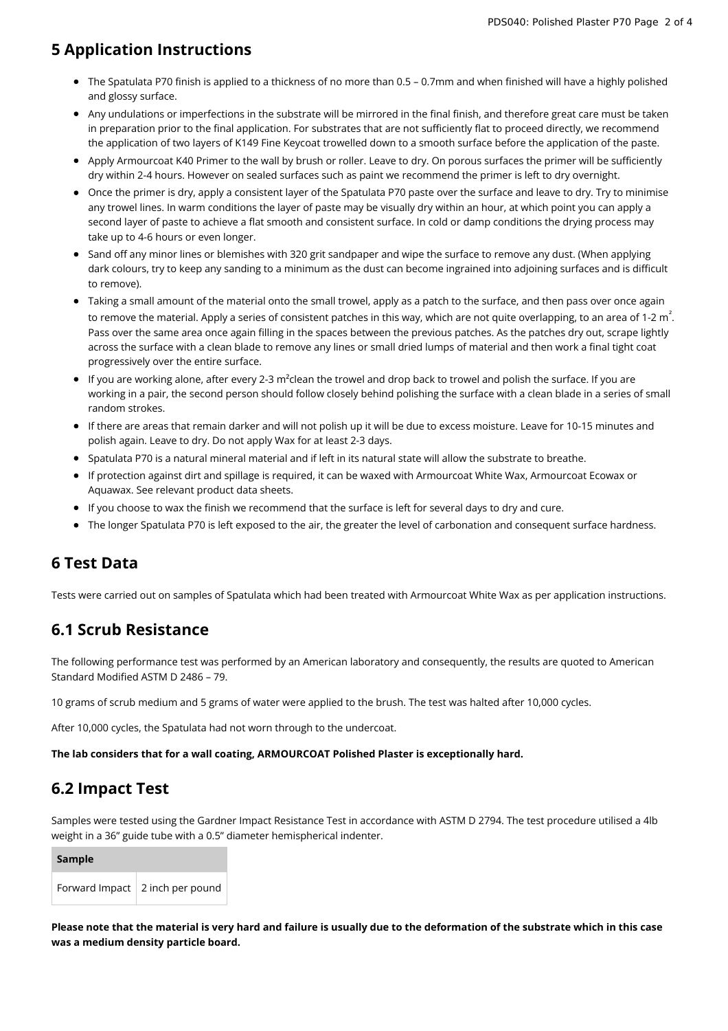## 5 Application Instructions

- The Spatulata P70 finish is applied to a thickness of no more than 0.5 – 0.7mm and when finished will have a highly polished and glossy surface.
- Any undulations or imperfections in the substrate will be mirrored in the final finish, and therefore great care must be taken in preparation prior to the final application. For substrates that are not sufficiently flat to proceed directly, we recommend the application of two layers of K149 Fine Keycoat trowelled down to a smooth surface before the application of the paste.
- Apply Armourcoat K40 Primer to the wall by brush or roller. Leave to dry. On porous surfaces the primer will be sufficiently dry within 2-4 hours. However on sealed surfaces such as paint we recommend the primer is left to dry overnight.
- Once the primer is dry, apply a consistent layer of the Spatulata P70 paste over the surface and leave to dry. Try to minimise any trowel lines. In warm conditions the layer of paste may be visually dry within an hour, at which point you can apply a second layer of paste to achieve a flat smooth and consistent surface. In cold or damp conditions the drying process may take up to 4-6 hours or even longer.
- Sand off any minor lines or blemishes with 320 grit sandpaper and wipe the surface to remove any dust. (When applying dark colours, try to keep any sanding to a minimum as the dust can become ingrained into adjoining surfaces and is difficult to remove).
- Taking a small amount of the material onto the small trowel, apply as a patch to the surface, and then pass over once again to remove the material. Apply a series of consistent patches in this way, which are not quite overlapping, to an area of 1-2 $m^2$. Pass over the same area once again filling in the spaces between the previous patches. As the patches dry out, scrape lightly across the surface with a clean blade to remove any lines or small dried lumps of material and then work a final tight coat progressively over the entire surface.
- If you are working alone, after every 2-3 $m^2$clean the trowel and drop back to trowel and polish the surface. If you are working in a pair, the second person should follow closely behind polishing the surface with a clean blade in a series of small random strokes.
- If there are areas that remain darker and will not polish up it will be due to excess moisture. Leave for 10-15 minutes and polish again. Leave to dry. Do not apply Wax for at least 2-3 days.
- Spatulata P70 is a natural mineral material and if left in its natural state will allow the substrate to breathe.
- If protection against dirt and spillage is required, it can be waxed with Armourcoat White Wax, Armourcoat Ecowax or Aquawax. See relevant product data sheets.
- If you choose to wax the finish we recommend that the surface is left for several days to dry and cure.
- The longer Spatulata P70 is left exposed to the air, the greater the level of carbonation and consequent surface hardness.

## 6 Test Data

Tests were carried out on samples of Spatulata which had been treated with Armourcoat White Wax as per application instructions.

## 6.1 Scrub Resistance

The following performance test was performed by an American laboratory and consequently, the results are quoted to American Standard Modified ASTM D 2486 – 79.

10 grams of scrub medium and 5 grams of water were applied to the brush. The test was halted after 10,000 cycles.

After 10,000 cycles, the Spatulata had not worn through to the undercoat.

**The lab considers that for a wall coating, ARMOURCOAT Polished Plaster is exceptionally hard.**

## 6.2 Impact Test

Samples were tested using the Gardner Impact Resistance Test in accordance with ASTM D 2794. The test procedure utilised a 4lb weight in a 36" guide tube with a 0.5" diameter hemispherical indenter.

| Sample | |
|---|---|
| Forward Impact | 2 inch per pound |

**Please note that the material is very hard and failure is usually due to the deformation of the substrate which in this case was a medium density particle board.**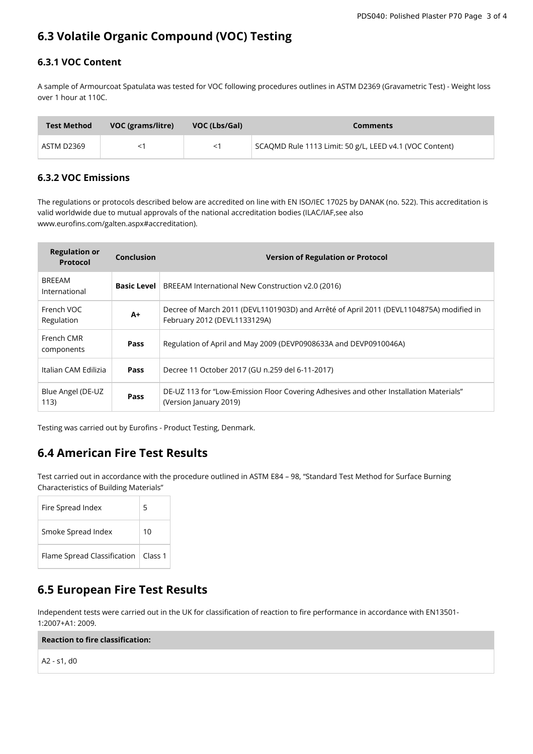## 6.3 Volatile Organic Compound (VOC) Testing

### 6.3.1 VOC Content

A sample of Armourcoat Spatulata was tested for VOC following procedures outlines in ASTM D2369 (Gravametric Test) - Weight loss over 1 hour at 110C.

| Test Method | VOC (grams/litre) | VOC (Lbs/Gal) | Comments |
|---|---|---|---|
| ASTM D2369 | <1 | <1 | SCAQMD Rule 1113 Limit: 50 g/L, LEED v4.1 (VOC Content) |

### 6.3.2 VOC Emissions

The regulations or protocols described below are accredited on line with EN ISO/IEC 17025 by DANAK (no. 522). This accreditation is valid worldwide due to mutual approvals of the national accreditation bodies (ILAC/IAF,see also www.eurofins.com/galten.aspx#accreditation).

| Regulation or Protocol | Conclusion | Version of Regulation or Protocol |
|---|---|---|
| BREEAM International | **Basic Level** | BREEAM International New Construction v2.0 (2016) |
| French VOC Regulation | **A+** | Decree of March 2011 (DEVL1101903D) and Arrêté of April 2011 (DEVL1104875A) modified in February 2012 (DEVL1133129A) |
| French CMR components | **Pass** | Regulation of April and May 2009 (DEVP0908633A and DEVP0910046A) |
| Italian CAM Edilizia | **Pass** | Decree 11 October 2017 (GU n.259 del 6-11-2017) |
| Blue Angel (DE-UZ 113) | **Pass** | DE-UZ 113 for "Low-Emission Floor Covering Adhesives and other Installation Materials" (Version January 2019) |

Testing was carried out by Eurofins - Product Testing, Denmark.

## 6.4 American Fire Test Results

Test carried out in accordance with the procedure outlined in ASTM E84 – 98, "Standard Test Method for Surface Burning Characteristics of Building Materials"

| | |
|---|---|
| Fire Spread Index | 5 |
| Smoke Spread Index | 10 |
| Flame Spread Classification | Class 1 |

## 6.5 European Fire Test Results

Independent tests were carried out in the UK for classification of reaction to fire performance in accordance with EN13501-1:2007+A1: 2009.

| Reaction to fire classification: |
|---|
| A2 - s1, d0 |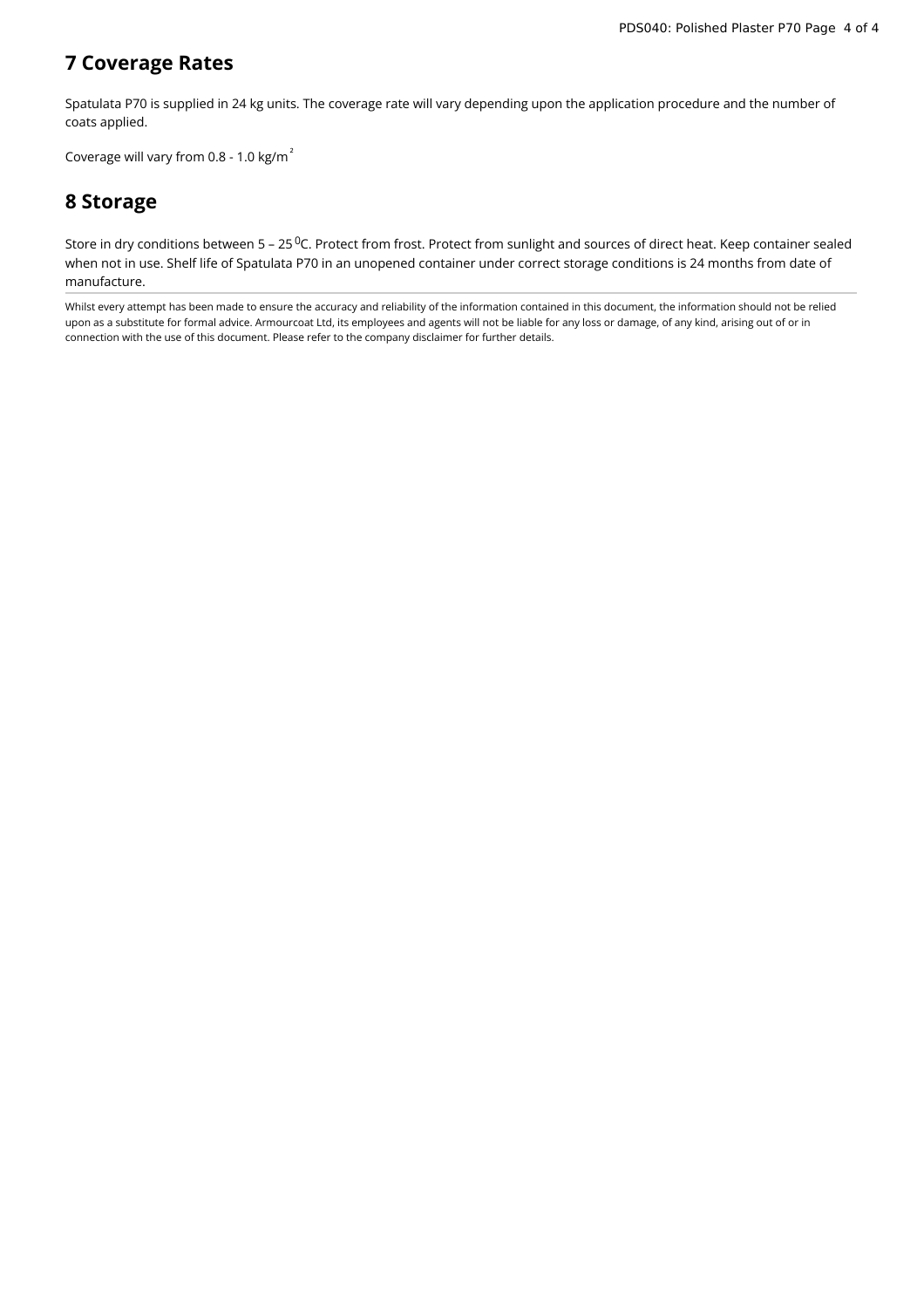## 7 Coverage Rates

Spatulata P70 is supplied in 24 kg units. The coverage rate will vary depending upon the application procedure and the number of coats applied.

Coverage will vary from 0.8 - 1.0 kg/$m^2$

## 8 Storage

Store in dry conditions between 5 – 25 $^0$C. Protect from frost. Protect from sunlight and sources of direct heat. Keep container sealed when not in use. Shelf life of Spatulata P70 in an unopened container under correct storage conditions is 24 months from date of manufacture.

---

Whilst every attempt has been made to ensure the accuracy and reliability of the information contained in this document, the information should not be relied upon as a substitute for formal advice. Armourcoat Ltd, its employees and agents will not be liable for any loss or damage, of any kind, arising out of or in connection with the use of this document. Please refer to the company disclaimer for further details.